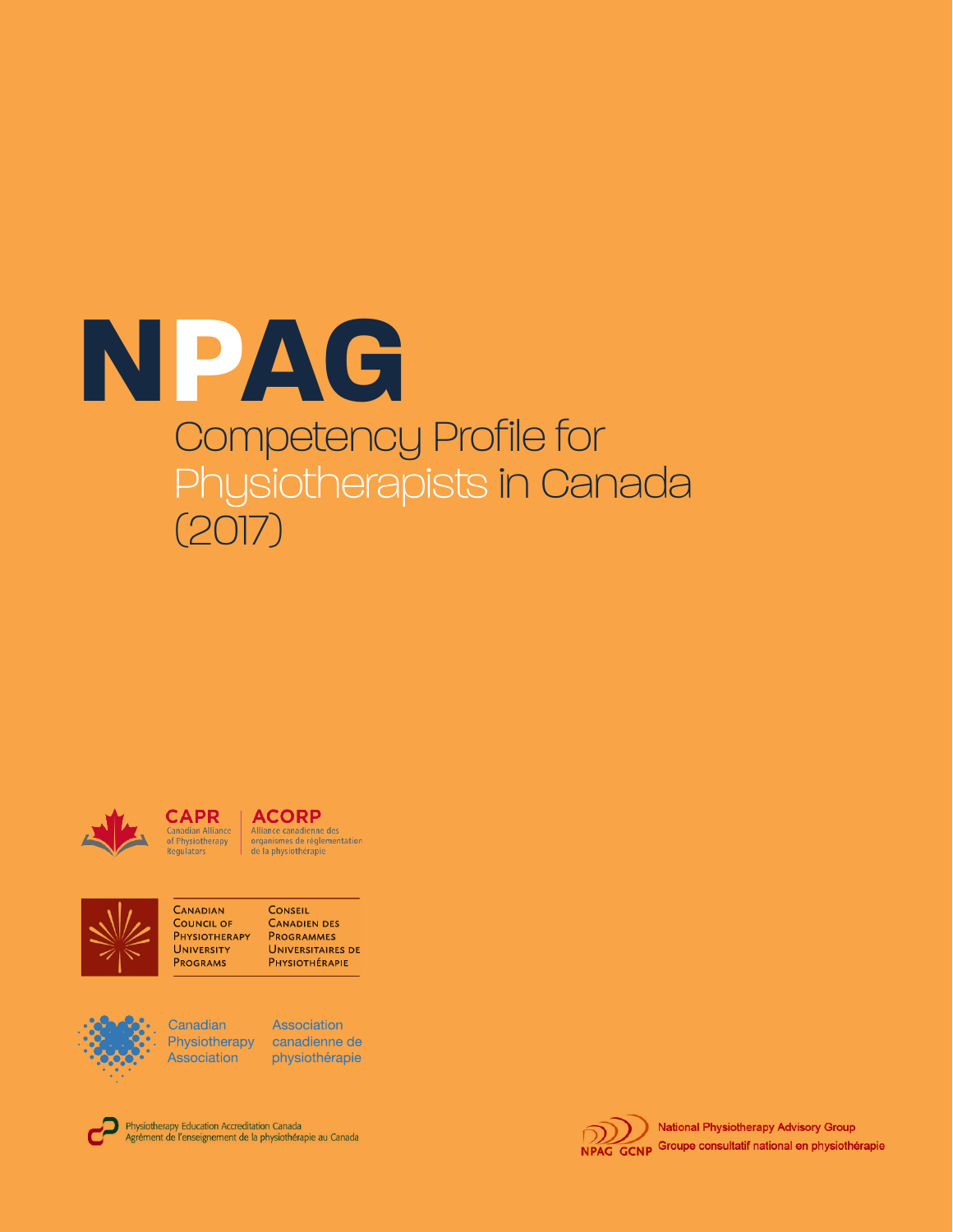# NPAG

## Competency Profile for Physiotherapists in Canada (2017)

CAPR
Canadian Alliance of Physiotherapy Regulators

ACORP
Alliance canadienne des organismes de réglementation de la physiothérapie

Canadian Council of Physiotherapy University Programs

Conseil Canadien des Programmes Universitaires de Physiothérapie

Canadian Physiotherapy Association

Association canadienne de physiothérapie

Physiotherapy Education Accreditation Canada
Agrément de l'enseignement de la physiothérapie au Canada

NPAG GCNP
National Physiotherapy Advisory Group
Groupe consultatif national en physiothérapie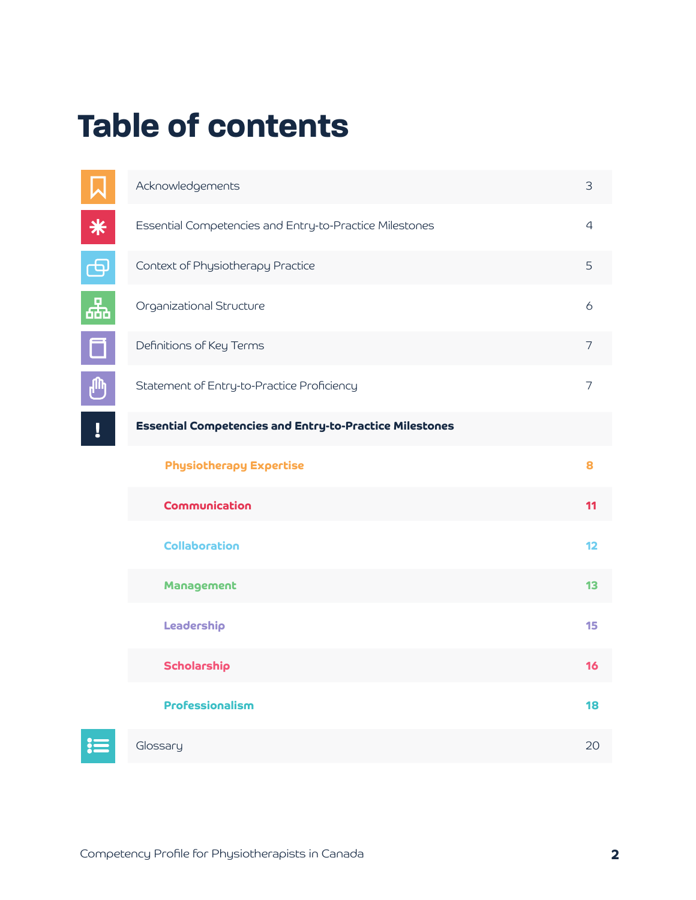# Table of contents

| Section | Page |
|---|---|
| Acknowledgements | 3 |
| Essential Competencies and Entry-to-Practice Milestones | 4 |
| Context of Physiotherapy Practice | 5 |
| Organizational Structure | 6 |
| Definitions of Key Terms | 7 |
| Statement of Entry-to-Practice Proficiency | 7 |
| **Essential Competencies and Entry-to-Practice Milestones** | |
| **Physiotherapy Expertise** | **8** |
| **Communication** | **11** |
| **Collaboration** | **12** |
| **Management** | **13** |
| **Leadership** | **15** |
| **Scholarship** | **16** |
| **Professionalism** | **18** |
| Glossary | 20 |

Competency Profile for Physiotherapists in Canada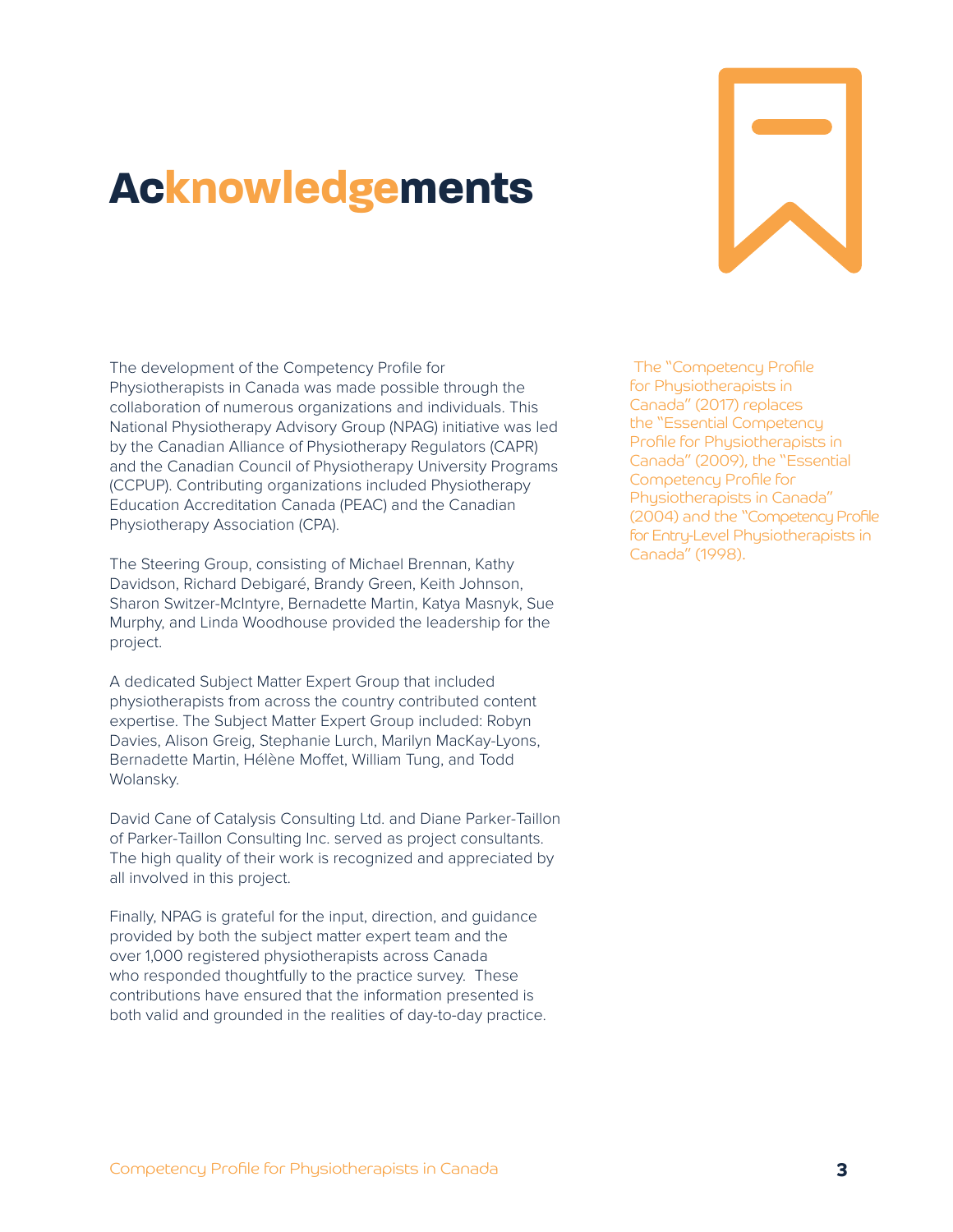# Acknowledgements

The development of the Competency Profile for Physiotherapists in Canada was made possible through the collaboration of numerous organizations and individuals. This National Physiotherapy Advisory Group (NPAG) initiative was led by the Canadian Alliance of Physiotherapy Regulators (CAPR) and the Canadian Council of Physiotherapy University Programs (CCPUP). Contributing organizations included Physiotherapy Education Accreditation Canada (PEAC) and the Canadian Physiotherapy Association (CPA).

The Steering Group, consisting of Michael Brennan, Kathy Davidson, Richard Debigaré, Brandy Green, Keith Johnson, Sharon Switzer-McIntyre, Bernadette Martin, Katya Masnyk, Sue Murphy, and Linda Woodhouse provided the leadership for the project.

A dedicated Subject Matter Expert Group that included physiotherapists from across the country contributed content expertise. The Subject Matter Expert Group included: Robyn Davies, Alison Greig, Stephanie Lurch, Marilyn MacKay-Lyons, Bernadette Martin, Hélène Moffet, William Tung, and Todd Wolansky.

David Cane of Catalysis Consulting Ltd. and Diane Parker-Taillon of Parker-Taillon Consulting Inc. served as project consultants. The high quality of their work is recognized and appreciated by all involved in this project.

Finally, NPAG is grateful for the input, direction, and guidance provided by both the subject matter expert team and the over 1,000 registered physiotherapists across Canada who responded thoughtfully to the practice survey. These contributions have ensured that the information presented is both valid and grounded in the realities of day-to-day practice.

The "Competency Profile for Physiotherapists in Canada" (2017) replaces the "Essential Competency Profile for Physiotherapists in Canada" (2009), the "Essential Competency Profile for Physiotherapists in Canada" (2004) and the "Competency Profile for Entry-Level Physiotherapists in Canada" (1998).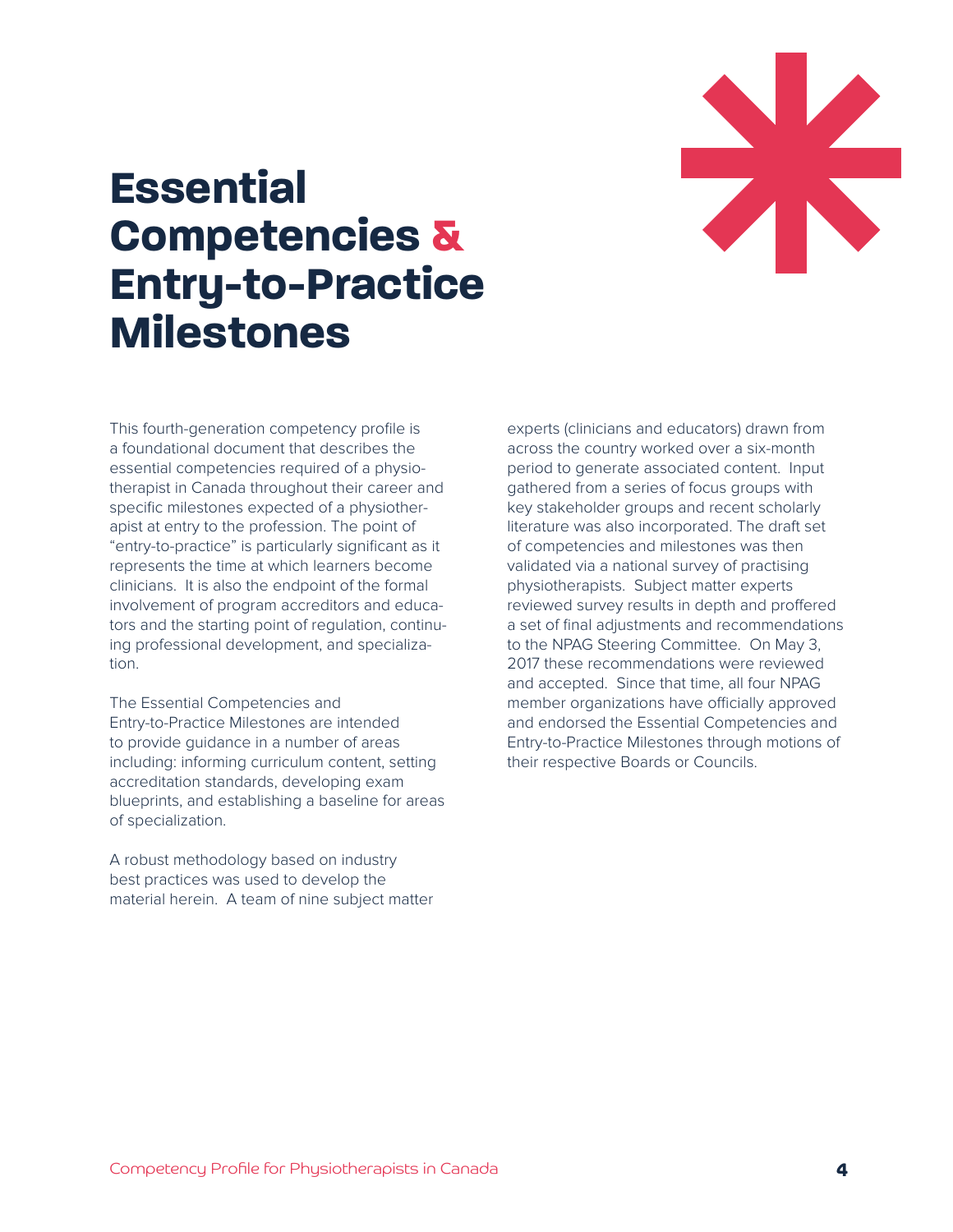# Essential Competencies & Entry-to-Practice Milestones

This fourth-generation competency profile is a foundational document that describes the essential competencies required of a physiotherapist in Canada throughout their career and specific milestones expected of a physiotherapist at entry to the profession. The point of "entry-to-practice" is particularly significant as it represents the time at which learners become clinicians. It is also the endpoint of the formal involvement of program accreditors and educators and the starting point of regulation, continuing professional development, and specialization.

The Essential Competencies and Entry-to-Practice Milestones are intended to provide guidance in a number of areas including: informing curriculum content, setting accreditation standards, developing exam blueprints, and establishing a baseline for areas of specialization.

A robust methodology based on industry best practices was used to develop the material herein. A team of nine subject matter experts (clinicians and educators) drawn from across the country worked over a six-month period to generate associated content. Input gathered from a series of focus groups with key stakeholder groups and recent scholarly literature was also incorporated. The draft set of competencies and milestones was then validated via a national survey of practising physiotherapists. Subject matter experts reviewed survey results in depth and proffered a set of final adjustments and recommendations to the NPAG Steering Committee. On May 3, 2017 these recommendations were reviewed and accepted. Since that time, all four NPAG member organizations have officially approved and endorsed the Essential Competencies and Entry-to-Practice Milestones through motions of their respective Boards or Councils.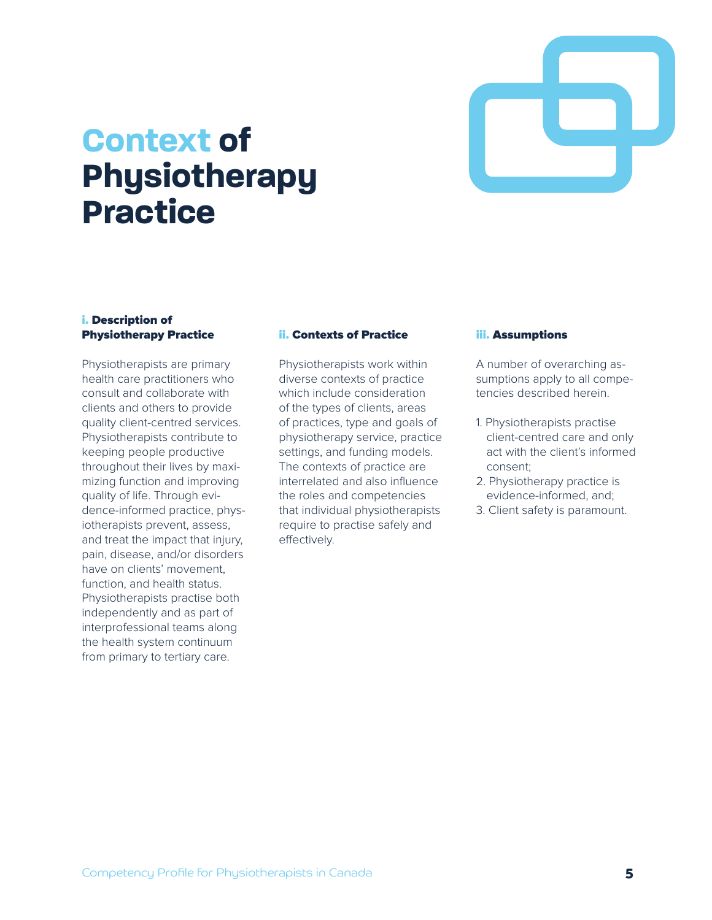# Context of Physiotherapy Practice

## i. Description of Physiotherapy Practice

Physiotherapists are primary health care practitioners who consult and collaborate with clients and others to provide quality client-centred services. Physiotherapists contribute to keeping people productive throughout their lives by maximizing function and improving quality of life. Through evidence-informed practice, physiotherapists prevent, assess, and treat the impact that injury, pain, disease, and/or disorders have on clients' movement, function, and health status. Physiotherapists practise both independently and as part of interprofessional teams along the health system continuum from primary to tertiary care.

## ii. Contexts of Practice

Physiotherapists work within diverse contexts of practice which include consideration of the types of clients, areas of practices, type and goals of physiotherapy service, practice settings, and funding models. The contexts of practice are interrelated and also influence the roles and competencies that individual physiotherapists require to practise safely and effectively.

## iii. Assumptions

A number of overarching assumptions apply to all competencies described herein.

1. Physiotherapists practise client-centred care and only act with the client's informed consent;
2. Physiotherapy practice is evidence-informed, and;
3. Client safety is paramount.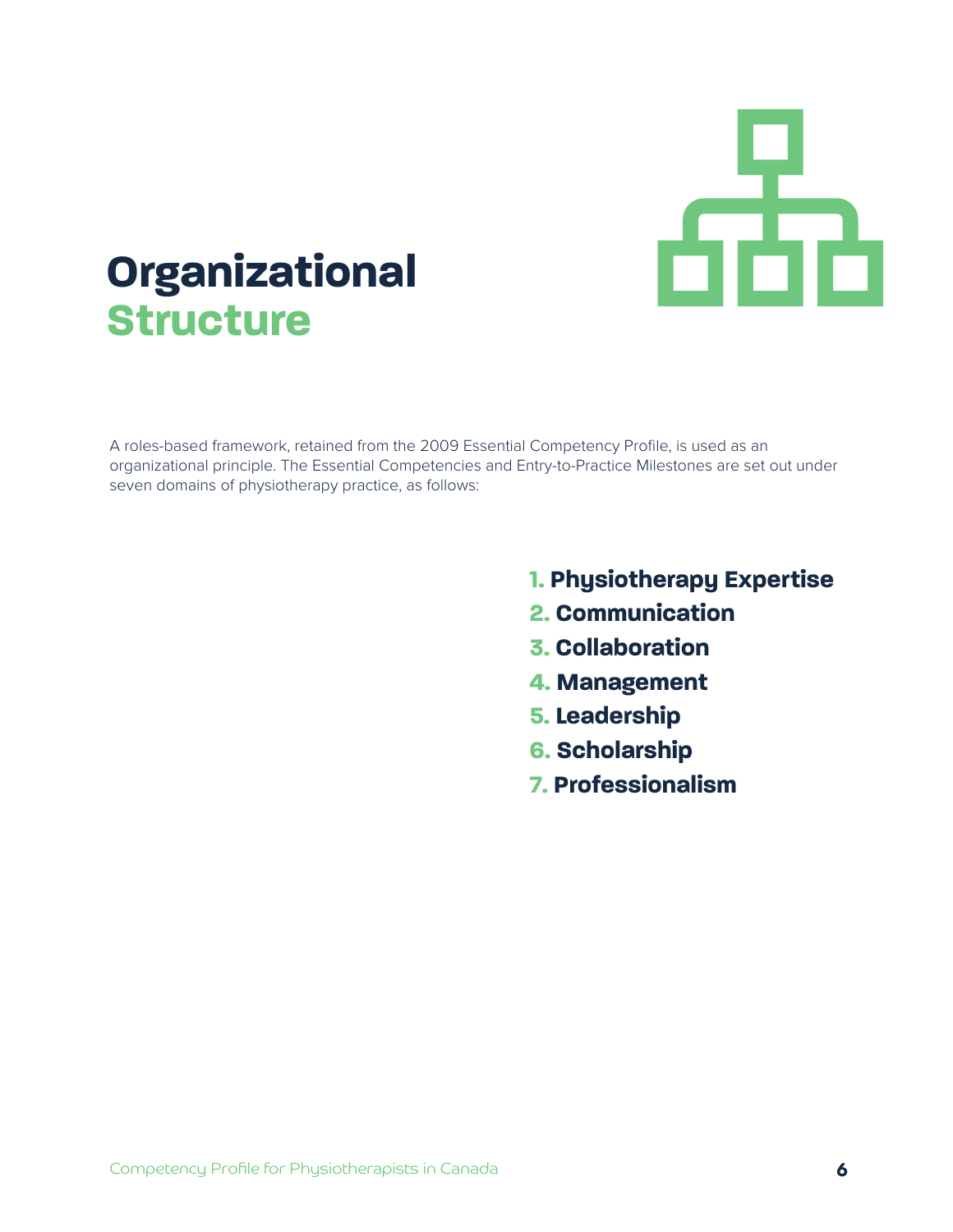# Organizational Structure

A roles-based framework, retained from the 2009 Essential Competency Profile, is used as an organizational principle. The Essential Competencies and Entry-to-Practice Milestones are set out under seven domains of physiotherapy practice, as follows:

1. **Physiotherapy Expertise**
2. **Communication**
3. **Collaboration**
4. **Management**
5. **Leadership**
6. **Scholarship**
7. **Professionalism**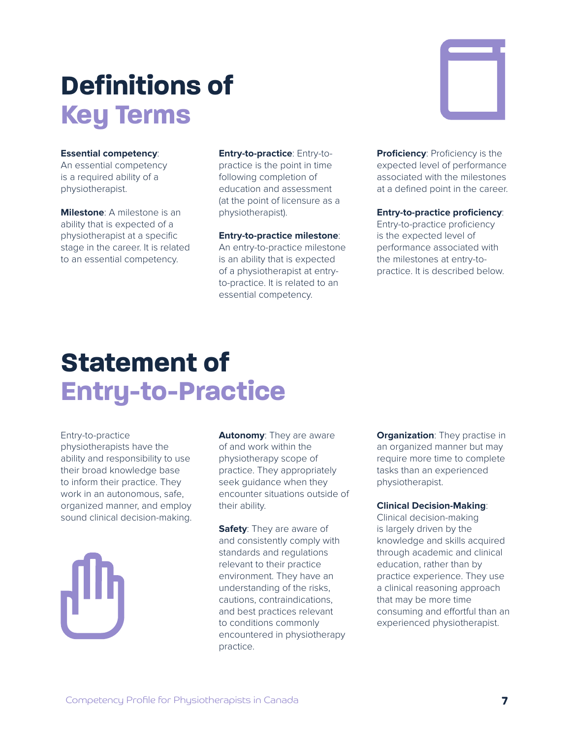# Definitions of Key Terms

**Essential competency**: An essential competency is a required ability of a physiotherapist.

**Milestone**: A milestone is an ability that is expected of a physiotherapist at a specific stage in the career. It is related to an essential competency.

**Entry-to-practice**: Entry-to-practice is the point in time following completion of education and assessment (at the point of licensure as a physiotherapist).

**Entry-to-practice milestone**: An entry-to-practice milestone is an ability that is expected of a physiotherapist at entry-to-practice. It is related to an essential competency.

**Proficiency**: Proficiency is the expected level of performance associated with the milestones at a defined point in the career.

**Entry-to-practice proficiency**: Entry-to-practice proficiency is the expected level of performance associated with the milestones at entry-to-practice. It is described below.

# Statement of Entry-to-Practice

Entry-to-practice physiotherapists have the ability and responsibility to use their broad knowledge base to inform their practice. They work in an autonomous, safe, organized manner, and employ sound clinical decision-making.

**Autonomy**: They are aware of and work within the physiotherapy scope of practice. They appropriately seek guidance when they encounter situations outside of their ability.

**Safety**: They are aware of and consistently comply with standards and regulations relevant to their practice environment. They have an understanding of the risks, cautions, contraindications, and best practices relevant to conditions commonly encountered in physiotherapy practice.

**Organization**: They practise in an organized manner but may require more time to complete tasks than an experienced physiotherapist.

**Clinical Decision-Making**: Clinical decision-making is largely driven by the knowledge and skills acquired through academic and clinical education, rather than by practice experience. They use a clinical reasoning approach that may be more time consuming and effortful than an experienced physiotherapist.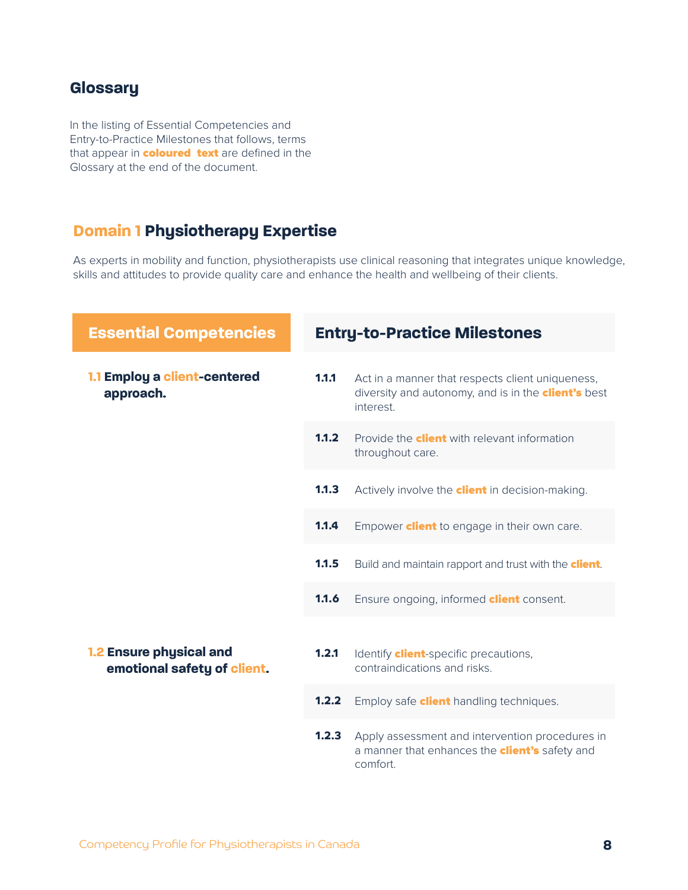## Glossary

In the listing of Essential Competencies and Entry-to-Practice Milestones that follows, terms that appear in **coloured text** are defined in the Glossary at the end of the document.

## Domain 1 Physiotherapy Expertise

As experts in mobility and function, physiotherapists use clinical reasoning that integrates unique knowledge, skills and attitudes to provide quality care and enhance the health and wellbeing of their clients.

| Essential Competencies | Entry-to-Practice Milestones | |
|---|---|---|
| **1.1 Employ a client-centered approach.** | **1.1.1** | Act in a manner that respects client uniqueness, diversity and autonomy, and is in the **client's** best interest. |
| | **1.1.2** | Provide the **client** with relevant information throughout care. |
| | **1.1.3** | Actively involve the **client** in decision-making. |
| | **1.1.4** | Empower **client** to engage in their own care. |
| | **1.1.5** | Build and maintain rapport and trust with the **client**. |
| | **1.1.6** | Ensure ongoing, informed **client** consent. |
| **1.2 Ensure physical and emotional safety of client.** | **1.2.1** | Identify **client**-specific precautions, contraindications and risks. |
| | **1.2.2** | Employ safe **client** handling techniques. |
| | **1.2.3** | Apply assessment and intervention procedures in a manner that enhances the **client's** safety and comfort. |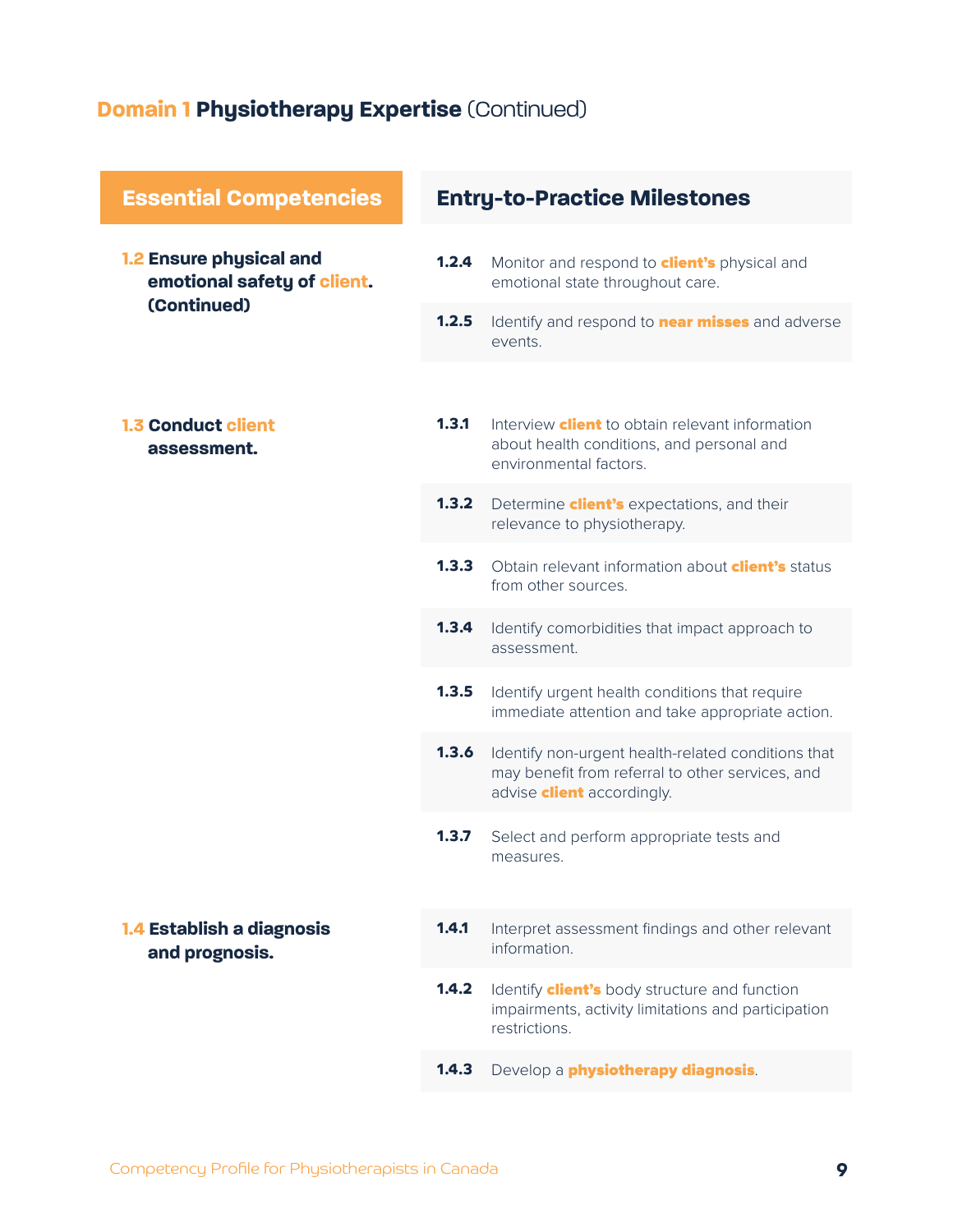## Domain 1 Physiotherapy Expertise (Continued)

| Essential Competencies | Entry-to-Practice Milestones | |
|---|---|---|
| **1.2 Ensure physical and emotional safety of client. (Continued)** | **1.2.4** | Monitor and respond to **client's** physical and emotional state throughout care. |
| | **1.2.5** | Identify and respond to **near misses** and adverse events. |
| **1.3 Conduct client assessment.** | **1.3.1** | Interview **client** to obtain relevant information about health conditions, and personal and environmental factors. |
| | **1.3.2** | Determine **client's** expectations, and their relevance to physiotherapy. |
| | **1.3.3** | Obtain relevant information about **client's** status from other sources. |
| | **1.3.4** | Identify comorbidities that impact approach to assessment. |
| | **1.3.5** | Identify urgent health conditions that require immediate attention and take appropriate action. |
| | **1.3.6** | Identify non-urgent health-related conditions that may benefit from referral to other services, and advise **client** accordingly. |
| | **1.3.7** | Select and perform appropriate tests and measures. |
| **1.4 Establish a diagnosis and prognosis.** | **1.4.1** | Interpret assessment findings and other relevant information. |
| | **1.4.2** | Identify **client's** body structure and function impairments, activity limitations and participation restrictions. |
| | **1.4.3** | Develop a **physiotherapy diagnosis**. |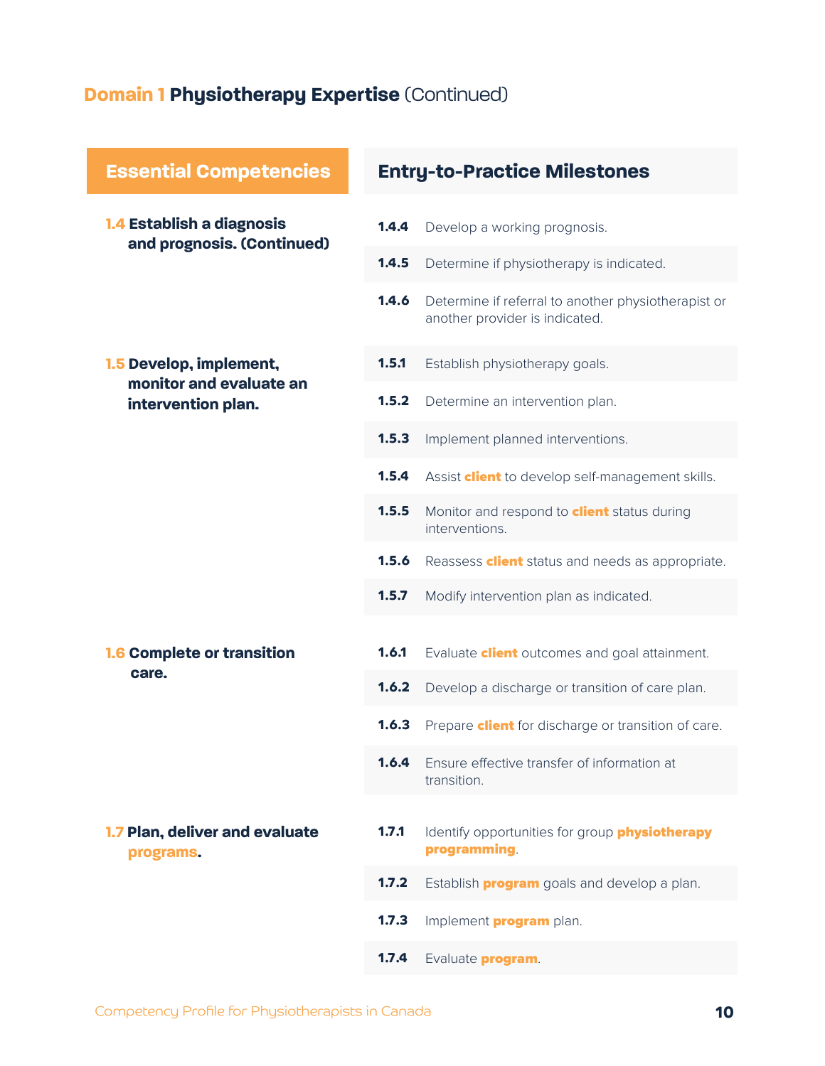## Domain 1 Physiotherapy Expertise (Continued)

| Essential Competencies | Entry-to-Practice Milestones | |
|---|---|---|
| **1.4 Establish a diagnosis and prognosis. (Continued)** | **1.4.4** | Develop a working prognosis. |
| | **1.4.5** | Determine if physiotherapy is indicated. |
| | **1.4.6** | Determine if referral to another physiotherapist or another provider is indicated. |
| **1.5 Develop, implement, monitor and evaluate an intervention plan.** | **1.5.1** | Establish physiotherapy goals. |
| | **1.5.2** | Determine an intervention plan. |
| | **1.5.3** | Implement planned interventions. |
| | **1.5.4** | Assist **client** to develop self-management skills. |
| | **1.5.5** | Monitor and respond to **client** status during interventions. |
| | **1.5.6** | Reassess **client** status and needs as appropriate. |
| | **1.5.7** | Modify intervention plan as indicated. |
| **1.6 Complete or transition care.** | **1.6.1** | Evaluate **client** outcomes and goal attainment. |
| | **1.6.2** | Develop a discharge or transition of care plan. |
| | **1.6.3** | Prepare **client** for discharge or transition of care. |
| | **1.6.4** | Ensure effective transfer of information at transition. |
| **1.7 Plan, deliver and evaluate programs.** | **1.7.1** | Identify opportunities for group **physiotherapy programming**. |
| | **1.7.2** | Establish **program** goals and develop a plan. |
| | **1.7.3** | Implement **program** plan. |
| | **1.7.4** | Evaluate **program**. |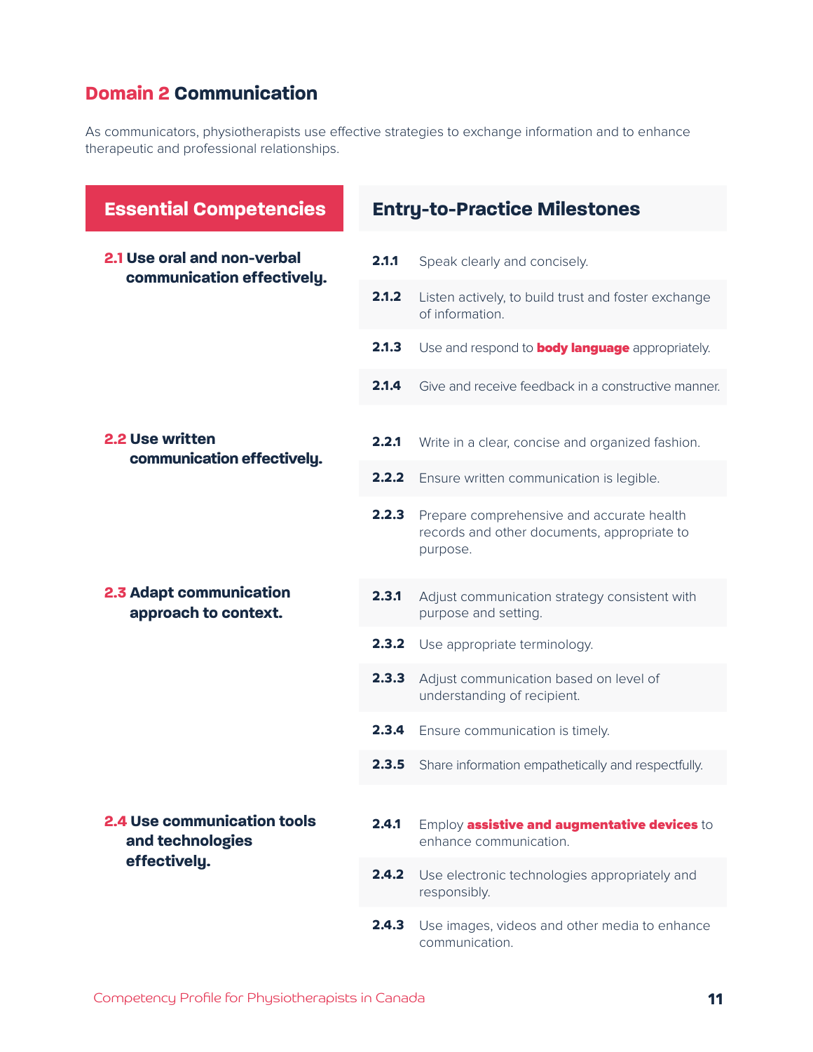## Domain 2 Communication

As communicators, physiotherapists use effective strategies to exchange information and to enhance therapeutic and professional relationships.

| Essential Competencies | Entry-to-Practice Milestones | |
|---|---|---|
| **2.1 Use oral and non-verbal communication effectively.** | **2.1.1** | Speak clearly and concisely. |
| | **2.1.2** | Listen actively, to build trust and foster exchange of information. |
| | **2.1.3** | Use and respond to **body language** appropriately. |
| | **2.1.4** | Give and receive feedback in a constructive manner. |
| **2.2 Use written communication effectively.** | **2.2.1** | Write in a clear, concise and organized fashion. |
| | **2.2.2** | Ensure written communication is legible. |
| | **2.2.3** | Prepare comprehensive and accurate health records and other documents, appropriate to purpose. |
| **2.3 Adapt communication approach to context.** | **2.3.1** | Adjust communication strategy consistent with purpose and setting. |
| | **2.3.2** | Use appropriate terminology. |
| | **2.3.3** | Adjust communication based on level of understanding of recipient. |
| | **2.3.4** | Ensure communication is timely. |
| | **2.3.5** | Share information empathetically and respectfully. |
| **2.4 Use communication tools and technologies effectively.** | **2.4.1** | Employ **assistive and augmentative devices** to enhance communication. |
| | **2.4.2** | Use electronic technologies appropriately and responsibly. |
| | **2.4.3** | Use images, videos and other media to enhance communication. |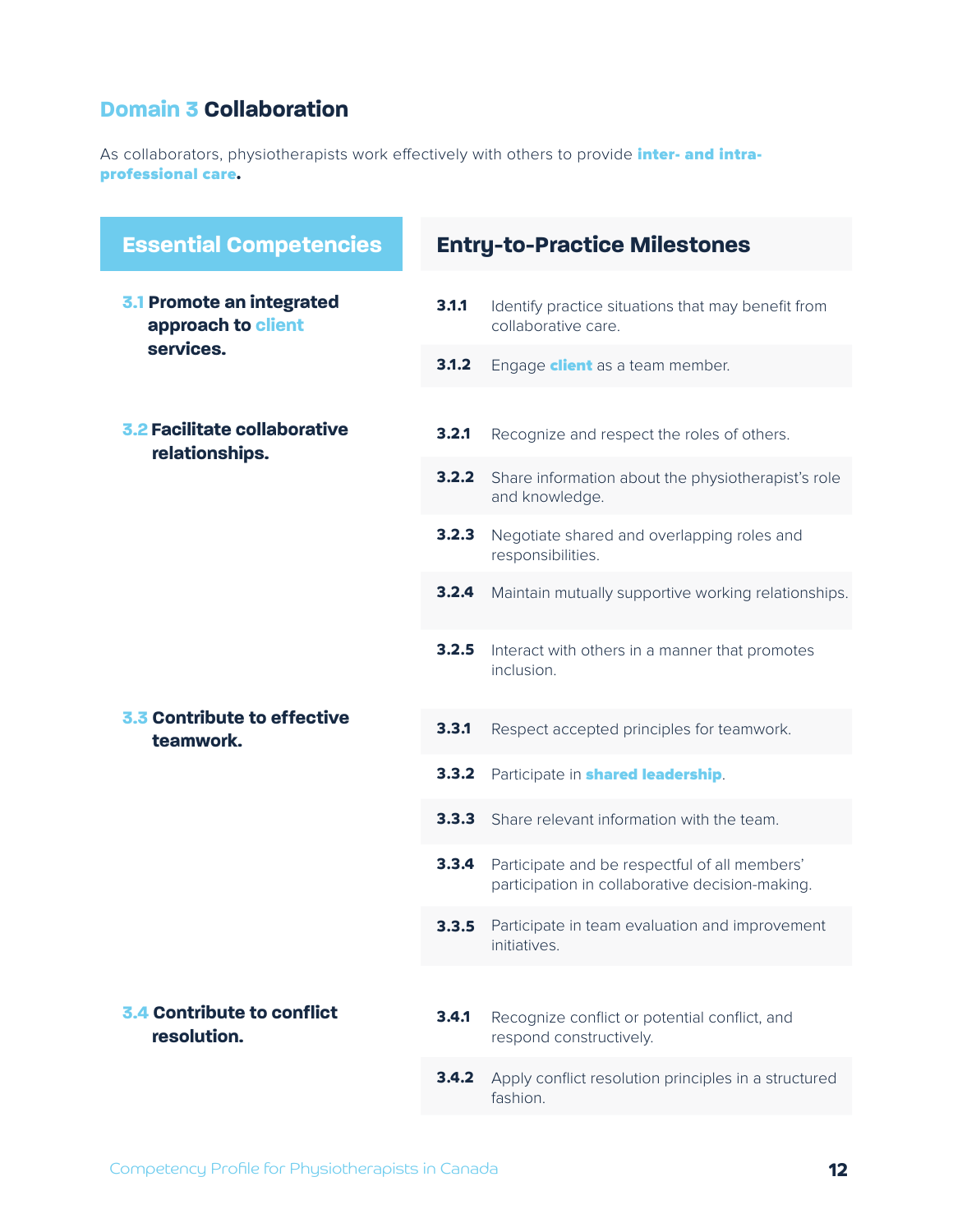## Domain 3 Collaboration

As collaborators, physiotherapists work effectively with others to provide **inter- and intra-professional care**.

| Essential Competencies | Entry-to-Practice Milestones |
|---|---|
| **3.1 Promote an integrated approach to client services.** | **3.1.1** Identify practice situations that may benefit from collaborative care. |
| | **3.1.2** Engage **client** as a team member. |
| **3.2 Facilitate collaborative relationships.** | **3.2.1** Recognize and respect the roles of others. |
| | **3.2.2** Share information about the physiotherapist's role and knowledge. |
| | **3.2.3** Negotiate shared and overlapping roles and responsibilities. |
| | **3.2.4** Maintain mutually supportive working relationships. |
| | **3.2.5** Interact with others in a manner that promotes inclusion. |
| **3.3 Contribute to effective teamwork.** | **3.3.1** Respect accepted principles for teamwork. |
| | **3.3.2** Participate in **shared leadership**. |
| | **3.3.3** Share relevant information with the team. |
| | **3.3.4** Participate and be respectful of all members' participation in collaborative decision-making. |
| | **3.3.5** Participate in team evaluation and improvement initiatives. |
| **3.4 Contribute to conflict resolution.** | **3.4.1** Recognize conflict or potential conflict, and respond constructively. |
| | **3.4.2** Apply conflict resolution principles in a structured fashion. |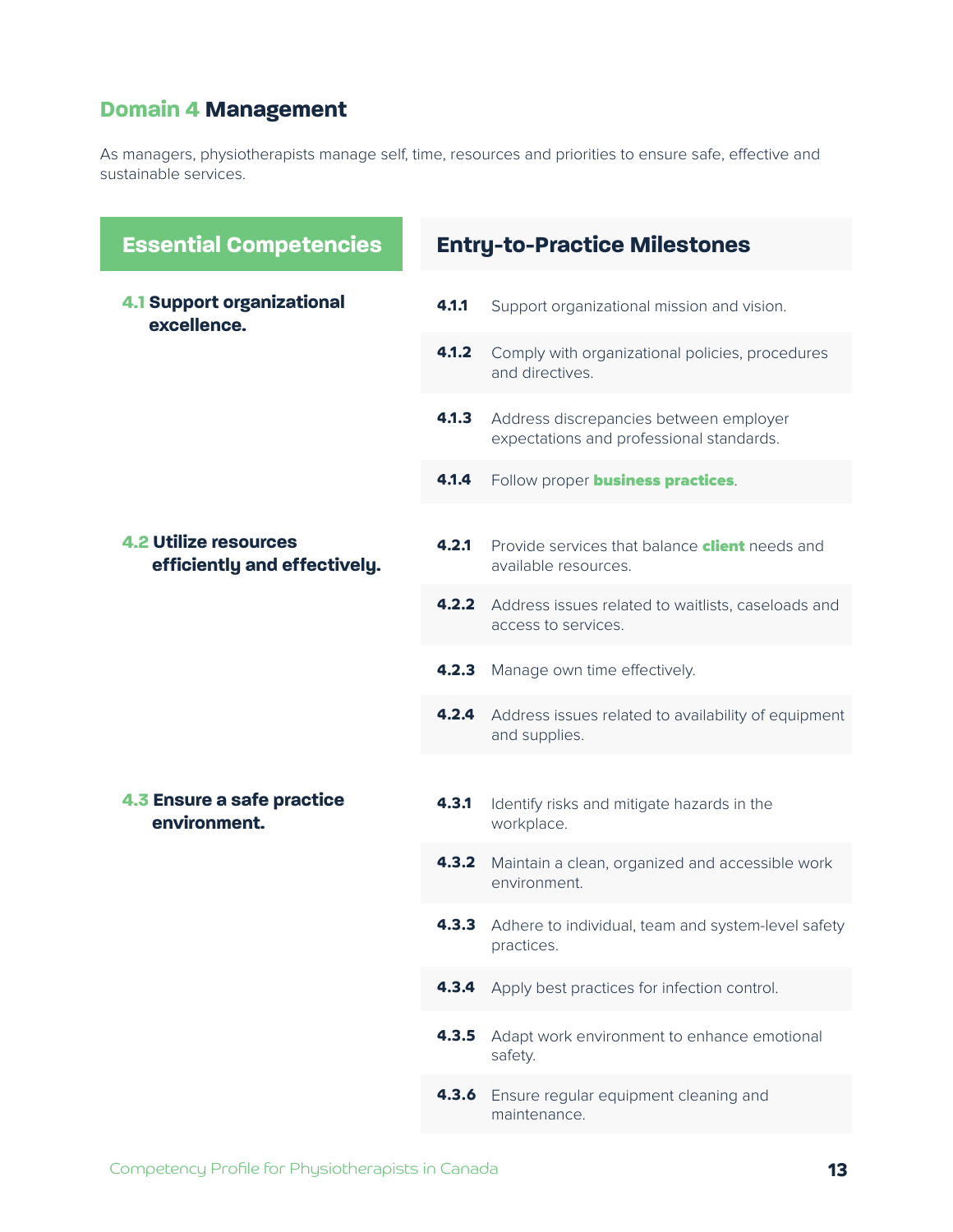## **Domain 4** Management

As managers, physiotherapists manage self, time, resources and priorities to ensure safe, effective and sustainable services.

| Essential Competencies | | Entry-to-Practice Milestones |
|---|---|---|
| **4.1 Support organizational excellence.** | **4.1.1** | Support organizational mission and vision. |
| | **4.1.2** | Comply with organizational policies, procedures and directives. |
| | **4.1.3** | Address discrepancies between employer expectations and professional standards. |
| | **4.1.4** | Follow proper **business practices**. |
| **4.2 Utilize resources efficiently and effectively.** | **4.2.1** | Provide services that balance **client** needs and available resources. |
| | **4.2.2** | Address issues related to waitlists, caseloads and access to services. |
| | **4.2.3** | Manage own time effectively. |
| | **4.2.4** | Address issues related to availability of equipment and supplies. |
| **4.3 Ensure a safe practice environment.** | **4.3.1** | Identify risks and mitigate hazards in the workplace. |
| | **4.3.2** | Maintain a clean, organized and accessible work environment. |
| | **4.3.3** | Adhere to individual, team and system-level safety practices. |
| | **4.3.4** | Apply best practices for infection control. |
| | **4.3.5** | Adapt work environment to enhance emotional safety. |
| | **4.3.6** | Ensure regular equipment cleaning and maintenance. |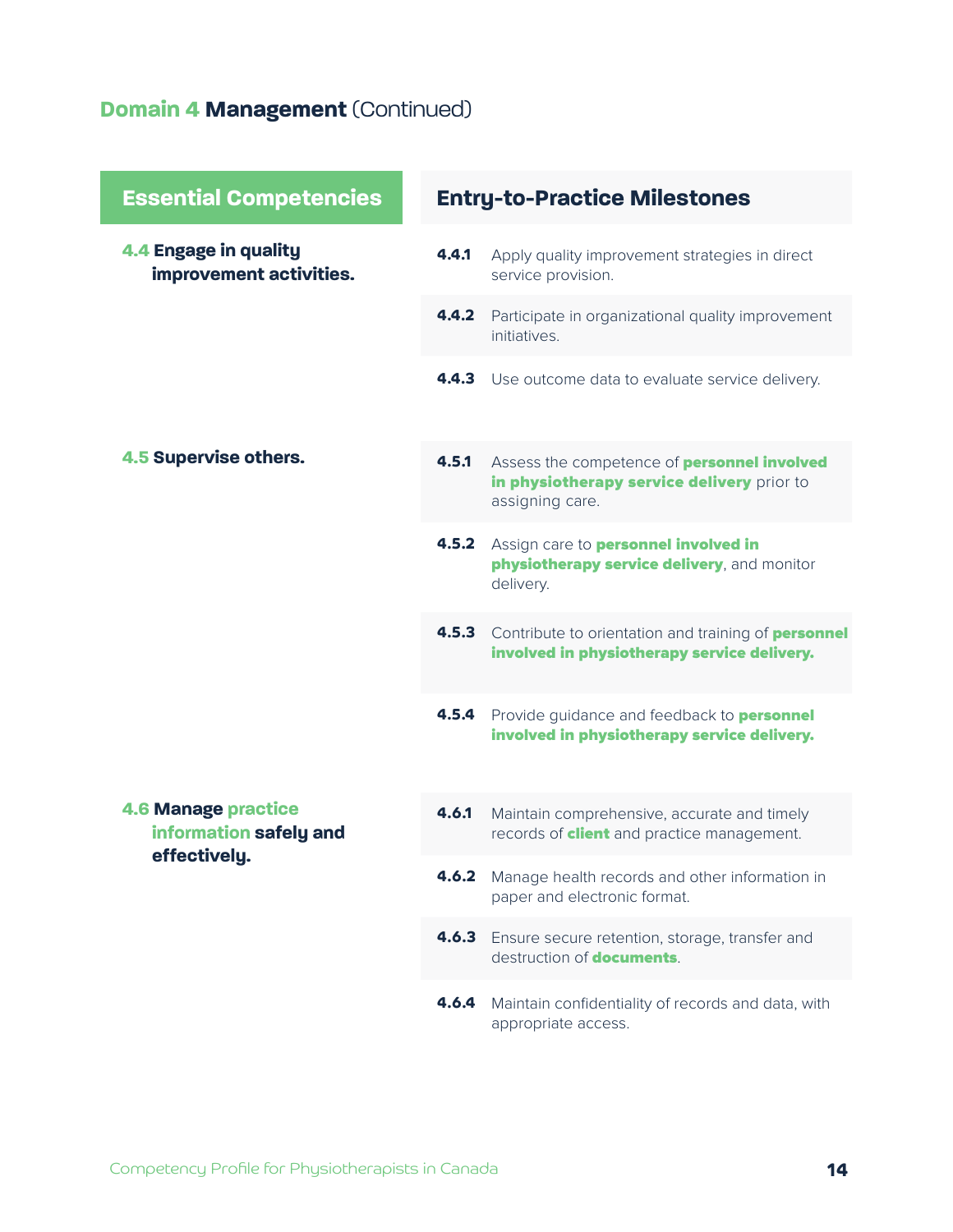## Domain 4 Management (Continued)

| Essential Competencies | | Entry-to-Practice Milestones |
|---|---|---|
| **4.4 Engage in quality improvement activities.** | 4.4.1 | Apply quality improvement strategies in direct service provision. |
| | 4.4.2 | Participate in organizational quality improvement initiatives. |
| | 4.4.3 | Use outcome data to evaluate service delivery. |
| **4.5 Supervise others.** | 4.5.1 | Assess the competence of **personnel involved in physiotherapy service delivery** prior to assigning care. |
| | 4.5.2 | Assign care to **personnel involved in physiotherapy service delivery**, and monitor delivery. |
| | 4.5.3 | Contribute to orientation and training of **personnel involved in physiotherapy service delivery.** |
| | 4.5.4 | Provide guidance and feedback to **personnel involved in physiotherapy service delivery.** |
| **4.6 Manage practice information safely and effectively.** | 4.6.1 | Maintain comprehensive, accurate and timely records of **client** and practice management. |
| | 4.6.2 | Manage health records and other information in paper and electronic format. |
| | 4.6.3 | Ensure secure retention, storage, transfer and destruction of **documents**. |
| | 4.6.4 | Maintain confidentiality of records and data, with appropriate access. |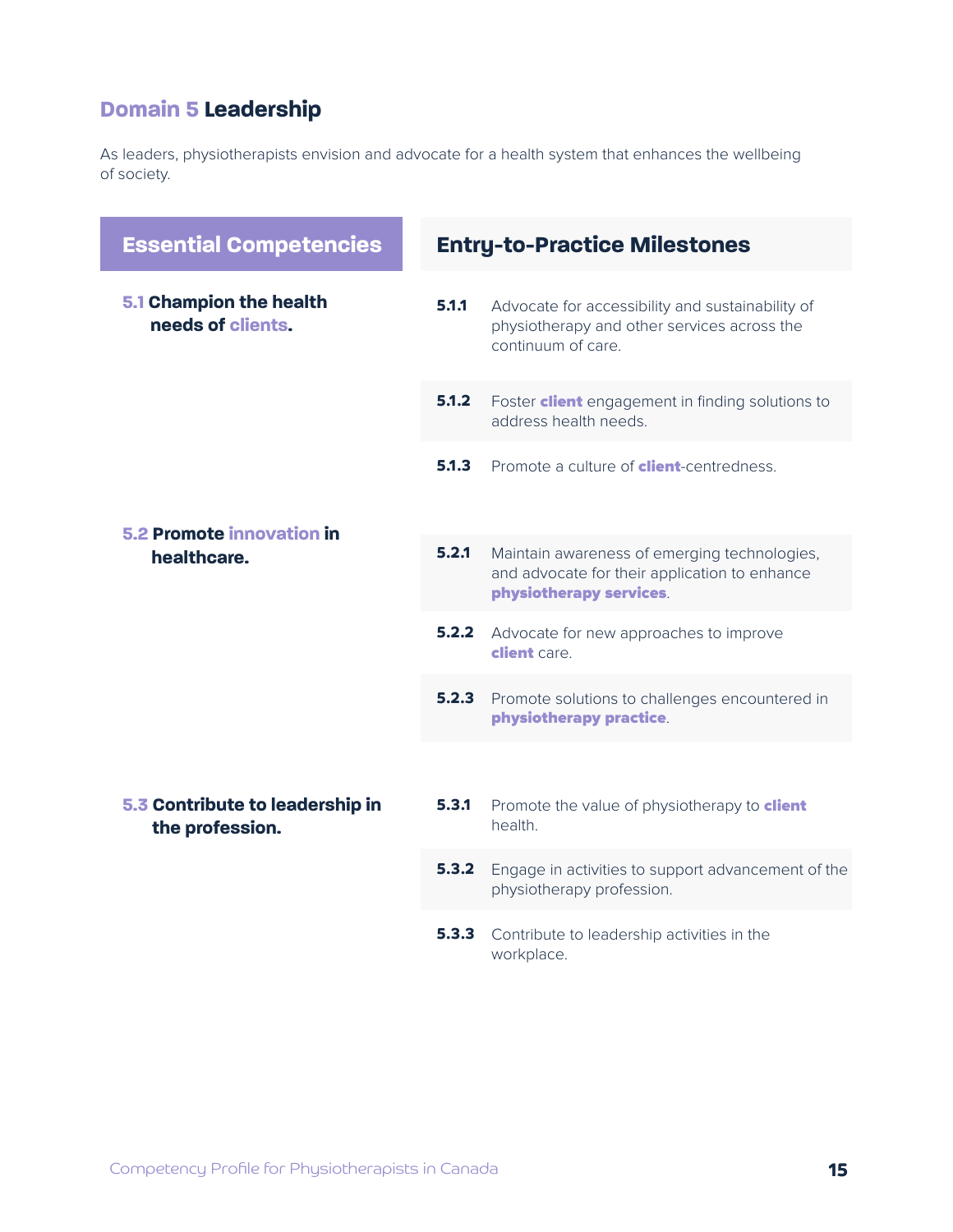## Domain 5 Leadership

As leaders, physiotherapists envision and advocate for a health system that enhances the wellbeing of society.

| Essential Competencies | Entry-to-Practice Milestones | |
|---|---|---|
| **5.1 Champion the health needs of clients.** | **5.1.1** | Advocate for accessibility and sustainability of physiotherapy and other services across the continuum of care. |
| | **5.1.2** | Foster **client** engagement in finding solutions to address health needs. |
| | **5.1.3** | Promote a culture of **client**-centredness. |
| **5.2 Promote innovation in healthcare.** | **5.2.1** | Maintain awareness of emerging technologies, and advocate for their application to enhance **physiotherapy services**. |
| | **5.2.2** | Advocate for new approaches to improve **client** care. |
| | **5.2.3** | Promote solutions to challenges encountered in **physiotherapy practice**. |
| **5.3 Contribute to leadership in the profession.** | **5.3.1** | Promote the value of physiotherapy to **client** health. |
| | **5.3.2** | Engage in activities to support advancement of the physiotherapy profession. |
| | **5.3.3** | Contribute to leadership activities in the workplace. |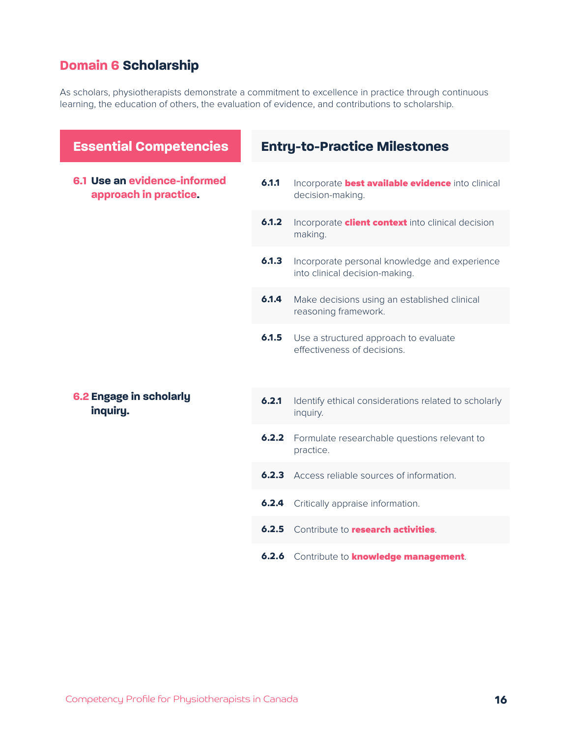## Domain 6 Scholarship

As scholars, physiotherapists demonstrate a commitment to excellence in practice through continuous learning, the education of others, the evaluation of evidence, and contributions to scholarship.

| Essential Competencies | Entry-to-Practice Milestones |
|---|---|
| **6.1 Use an evidence-informed approach in practice.** | **6.1.1** Incorporate **best available evidence** into clinical decision-making. |
| | **6.1.2** Incorporate **client context** into clinical decision making. |
| | **6.1.3** Incorporate personal knowledge and experience into clinical decision-making. |
| | **6.1.4** Make decisions using an established clinical reasoning framework. |
| | **6.1.5** Use a structured approach to evaluate effectiveness of decisions. |
| **6.2 Engage in scholarly inquiry.** | **6.2.1** Identify ethical considerations related to scholarly inquiry. |
| | **6.2.2** Formulate researchable questions relevant to practice. |
| | **6.2.3** Access reliable sources of information. |
| | **6.2.4** Critically appraise information. |
| | **6.2.5** Contribute to **research activities**. |
| | **6.2.6** Contribute to **knowledge management**. |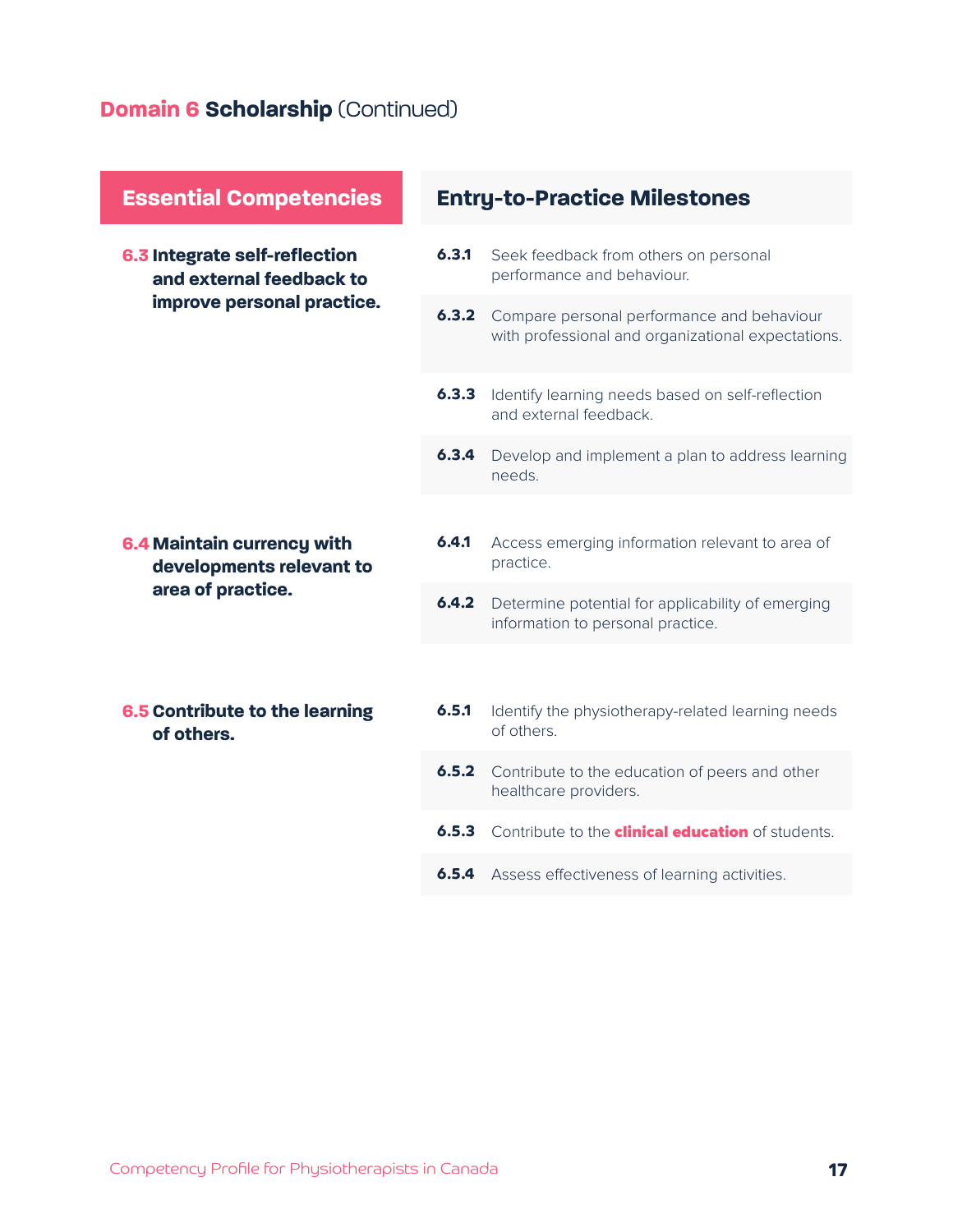## Domain 6 Scholarship (Continued)

| Essential Competencies | Entry-to-Practice Milestones | |
|---|---|---|
| **6.3 Integrate self-reflection and external feedback to improve personal practice.** | **6.3.1** | Seek feedback from others on personal performance and behaviour. |
| | **6.3.2** | Compare personal performance and behaviour with professional and organizational expectations. |
| | **6.3.3** | Identify learning needs based on self-reflection and external feedback. |
| | **6.3.4** | Develop and implement a plan to address learning needs. |
| **6.4 Maintain currency with developments relevant to area of practice.** | **6.4.1** | Access emerging information relevant to area of practice. |
| | **6.4.2** | Determine potential for applicability of emerging information to personal practice. |
| **6.5 Contribute to the learning of others.** | **6.5.1** | Identify the physiotherapy-related learning needs of others. |
| | **6.5.2** | Contribute to the education of peers and other healthcare providers. |
| | **6.5.3** | Contribute to the **clinical education** of students. |
| | **6.5.4** | Assess effectiveness of learning activities. |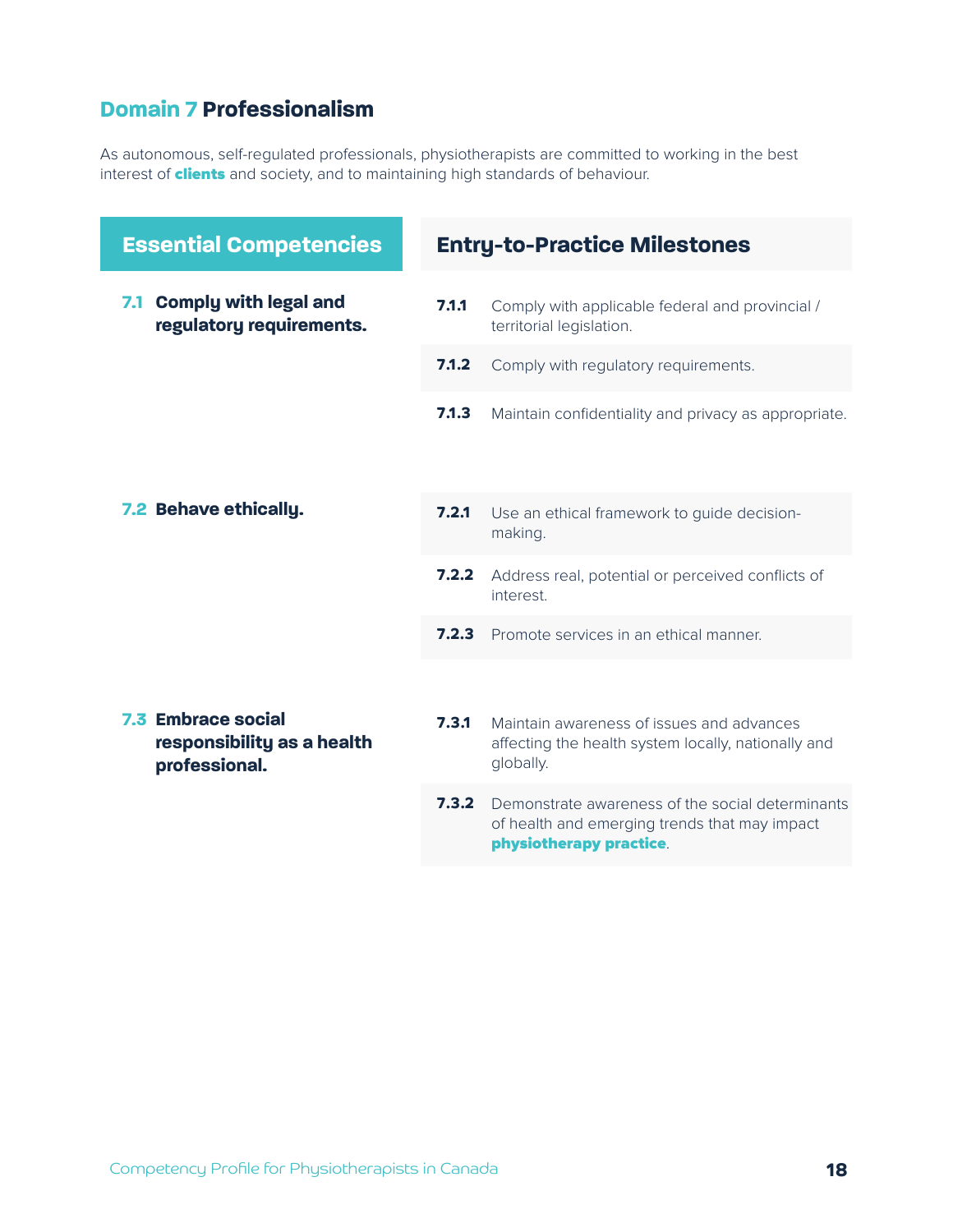## Domain 7 Professionalism

As autonomous, self-regulated professionals, physiotherapists are committed to working in the best interest of **clients** and society, and to maintaining high standards of behaviour.

| Essential Competencies | Entry-to-Practice Milestones |
| --- | --- |
| **7.1 Comply with legal and regulatory requirements.** | **7.1.1** Comply with applicable federal and provincial / territorial legislation. |
| | **7.1.2** Comply with regulatory requirements. |
| | **7.1.3** Maintain confidentiality and privacy as appropriate. |
| **7.2 Behave ethically.** | **7.2.1** Use an ethical framework to guide decision-making. |
| | **7.2.2** Address real, potential or perceived conflicts of interest. |
| | **7.2.3** Promote services in an ethical manner. |
| **7.3 Embrace social responsibility as a health professional.** | **7.3.1** Maintain awareness of issues and advances affecting the health system locally, nationally and globally. |
| | **7.3.2** Demonstrate awareness of the social determinants of health and emerging trends that may impact **physiotherapy practice**. |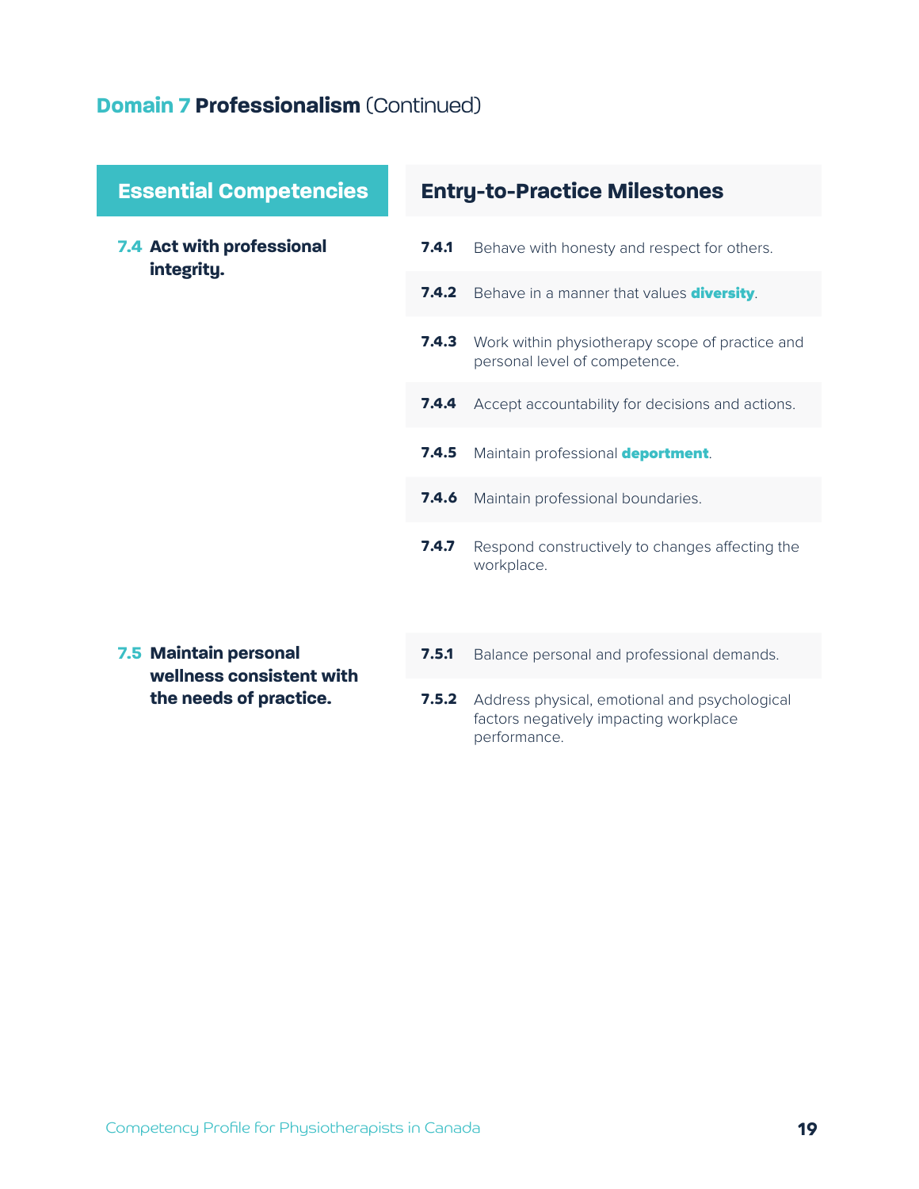## Domain 7 Professionalism (Continued)

| Essential Competencies | Entry-to-Practice Milestones |
|---|---|
| **7.4 Act with professional integrity.** | **7.4.1** Behave with honesty and respect for others. |
| | **7.4.2** Behave in a manner that values **diversity**. |
| | **7.4.3** Work within physiotherapy scope of practice and personal level of competence. |
| | **7.4.4** Accept accountability for decisions and actions. |
| | **7.4.5** Maintain professional **deportment**. |
| | **7.4.6** Maintain professional boundaries. |
| | **7.4.7** Respond constructively to changes affecting the workplace. |
| **7.5 Maintain personal wellness consistent with the needs of practice.** | **7.5.1** Balance personal and professional demands. |
| | **7.5.2** Address physical, emotional and psychological factors negatively impacting workplace performance. |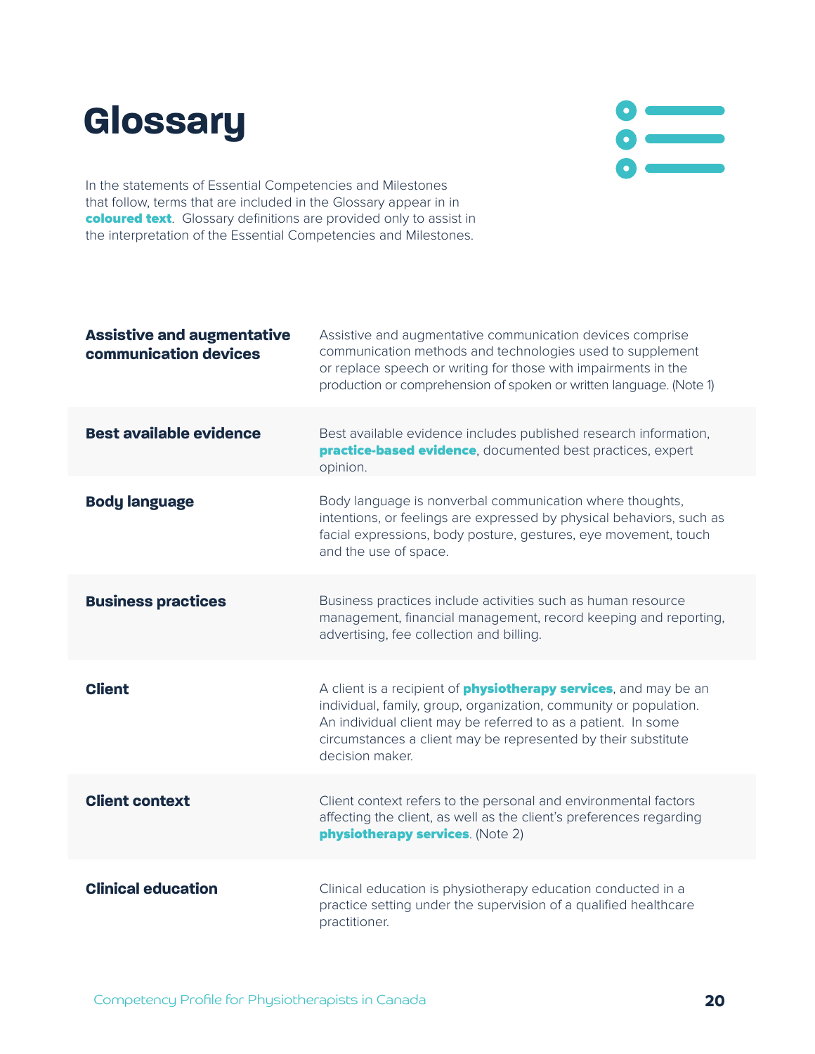# Glossary

In the statements of Essential Competencies and Milestones that follow, terms that are included in the Glossary appear in in **coloured text**. Glossary definitions are provided only to assist in the interpretation of the Essential Competencies and Milestones.

| | |
|---|---|
| **Assistive and augmentative communication devices** | Assistive and augmentative communication devices comprise communication methods and technologies used to supplement or replace speech or writing for those with impairments in the production or comprehension of spoken or written language. (Note 1) |
| **Best available evidence** | Best available evidence includes published research information, **practice-based evidence**, documented best practices, expert opinion. |
| **Body language** | Body language is nonverbal communication where thoughts, intentions, or feelings are expressed by physical behaviors, such as facial expressions, body posture, gestures, eye movement, touch and the use of space. |
| **Business practices** | Business practices include activities such as human resource management, financial management, record keeping and reporting, advertising, fee collection and billing. |
| **Client** | A client is a recipient of **physiotherapy services**, and may be an individual, family, group, organization, community or population. An individual client may be referred to as a patient. In some circumstances a client may be represented by their substitute decision maker. |
| **Client context** | Client context refers to the personal and environmental factors affecting the client, as well as the client's preferences regarding **physiotherapy services**. (Note 2) |
| **Clinical education** | Clinical education is physiotherapy education conducted in a practice setting under the supervision of a qualified healthcare practitioner. |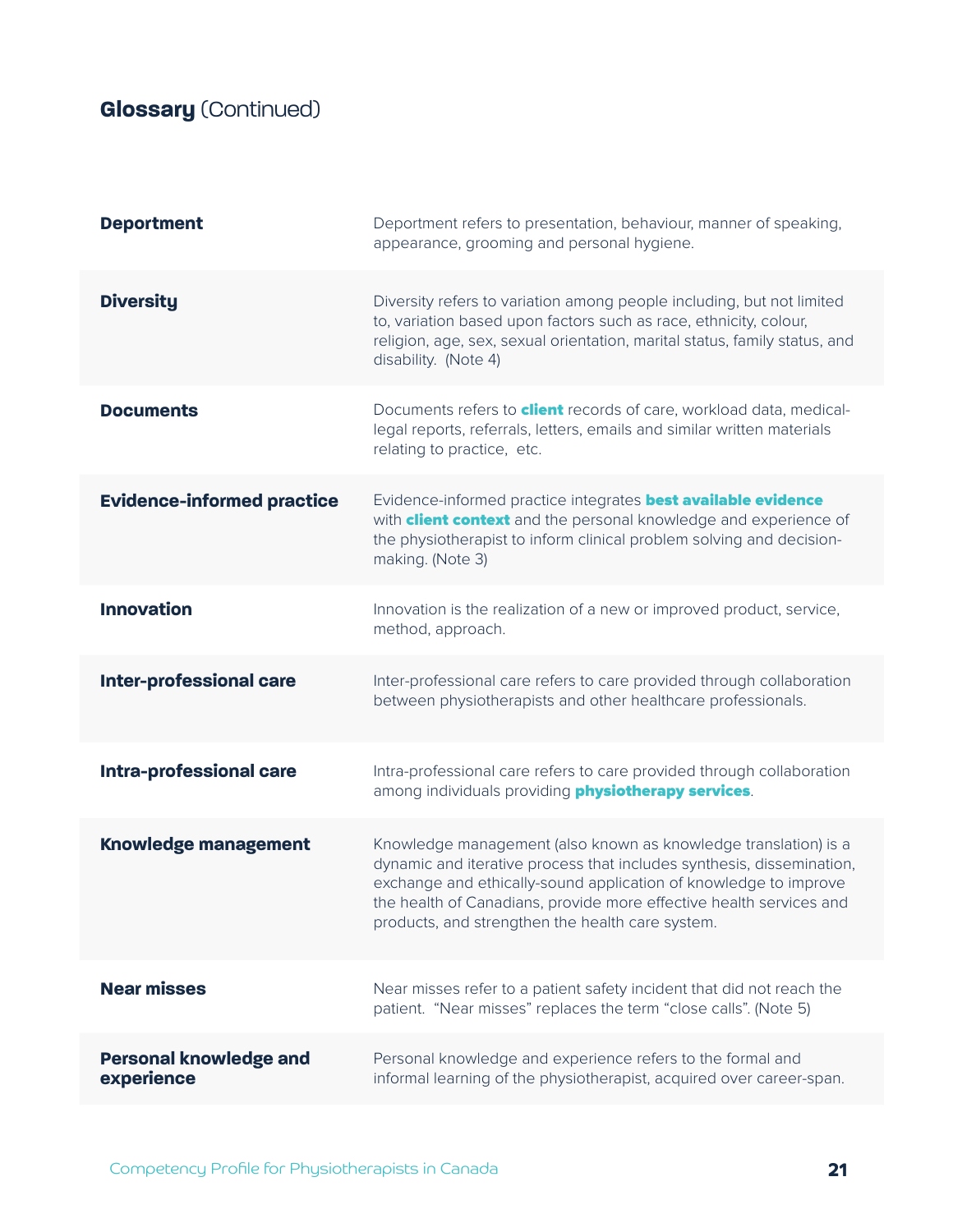## Glossary (Continued)

| | |
|---|---|
| **Deportment** | Deportment refers to presentation, behaviour, manner of speaking, appearance, grooming and personal hygiene. |
| **Diversity** | Diversity refers to variation among people including, but not limited to, variation based upon factors such as race, ethnicity, colour, religion, age, sex, sexual orientation, marital status, family status, and disability. (Note 4) |
| **Documents** | Documents refers to **client** records of care, workload data, medical-legal reports, referrals, letters, emails and similar written materials relating to practice, etc. |
| **Evidence-informed practice** | Evidence-informed practice integrates **best available evidence** with **client context** and the personal knowledge and experience of the physiotherapist to inform clinical problem solving and decision-making. (Note 3) |
| **Innovation** | Innovation is the realization of a new or improved product, service, method, approach. |
| **Inter-professional care** | Inter-professional care refers to care provided through collaboration between physiotherapists and other healthcare professionals. |
| **Intra-professional care** | Intra-professional care refers to care provided through collaboration among individuals providing **physiotherapy services**. |
| **Knowledge management** | Knowledge management (also known as knowledge translation) is a dynamic and iterative process that includes synthesis, dissemination, exchange and ethically-sound application of knowledge to improve the health of Canadians, provide more effective health services and products, and strengthen the health care system. |
| **Near misses** | Near misses refer to a patient safety incident that did not reach the patient. "Near misses" replaces the term "close calls". (Note 5) |
| **Personal knowledge and experience** | Personal knowledge and experience refers to the formal and informal learning of the physiotherapist, acquired over career-span. |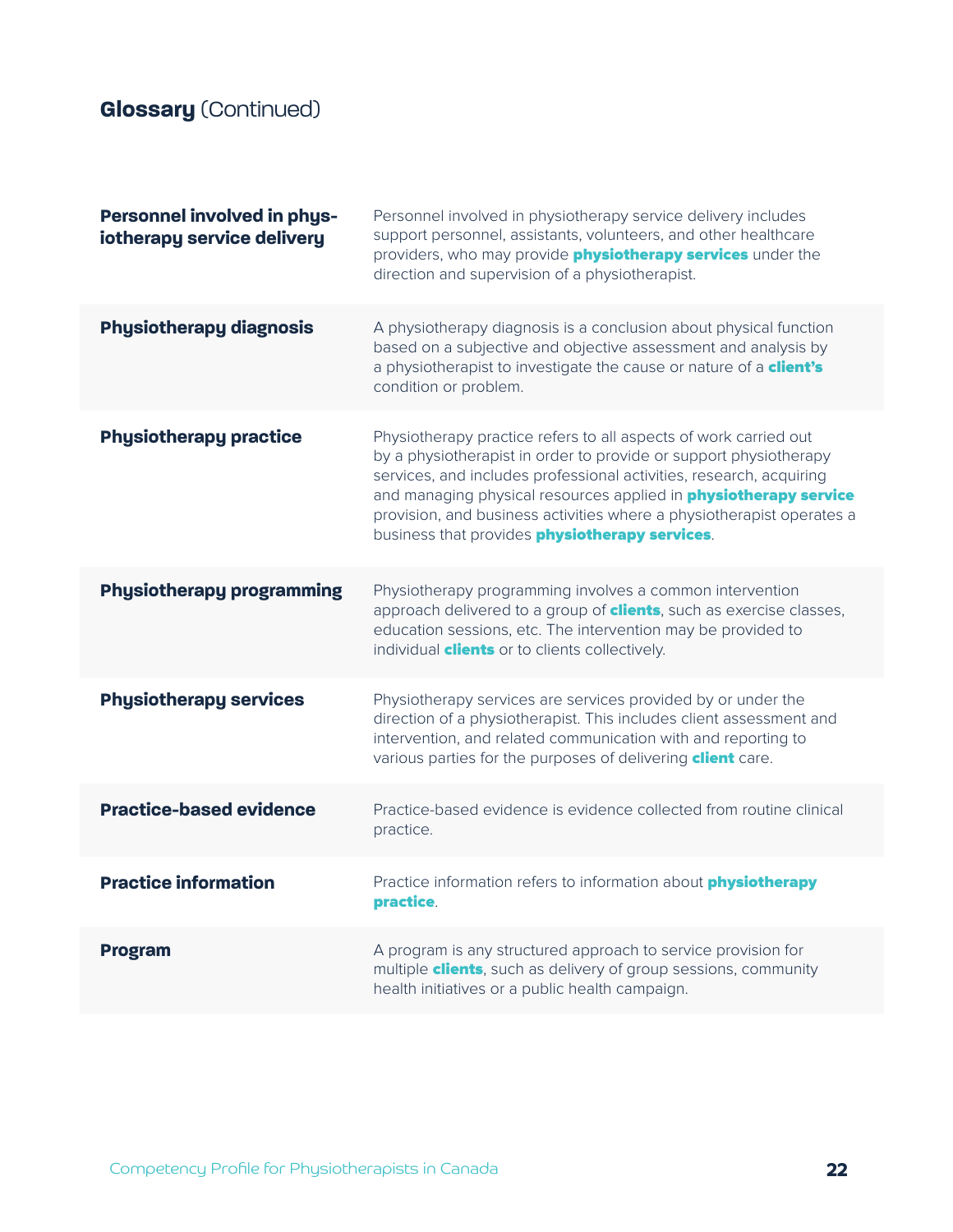## Glossary (Continued)

| | |
|---|---|
| **Personnel involved in physiotherapy service delivery** | Personnel involved in physiotherapy service delivery includes support personnel, assistants, volunteers, and other healthcare providers, who may provide **physiotherapy services** under the direction and supervision of a physiotherapist. |
| **Physiotherapy diagnosis** | A physiotherapy diagnosis is a conclusion about physical function based on a subjective and objective assessment and analysis by a physiotherapist to investigate the cause or nature of a **client's** condition or problem. |
| **Physiotherapy practice** | Physiotherapy practice refers to all aspects of work carried out by a physiotherapist in order to provide or support physiotherapy services, and includes professional activities, research, acquiring and managing physical resources applied in **physiotherapy service** provision, and business activities where a physiotherapist operates a business that provides **physiotherapy services**. |
| **Physiotherapy programming** | Physiotherapy programming involves a common intervention approach delivered to a group of **clients**, such as exercise classes, education sessions, etc. The intervention may be provided to individual **clients** or to clients collectively. |
| **Physiotherapy services** | Physiotherapy services are services provided by or under the direction of a physiotherapist. This includes client assessment and intervention, and related communication with and reporting to various parties for the purposes of delivering **client** care. |
| **Practice-based evidence** | Practice-based evidence is evidence collected from routine clinical practice. |
| **Practice information** | Practice information refers to information about **physiotherapy practice**. |
| **Program** | A program is any structured approach to service provision for multiple **clients**, such as delivery of group sessions, community health initiatives or a public health campaign. |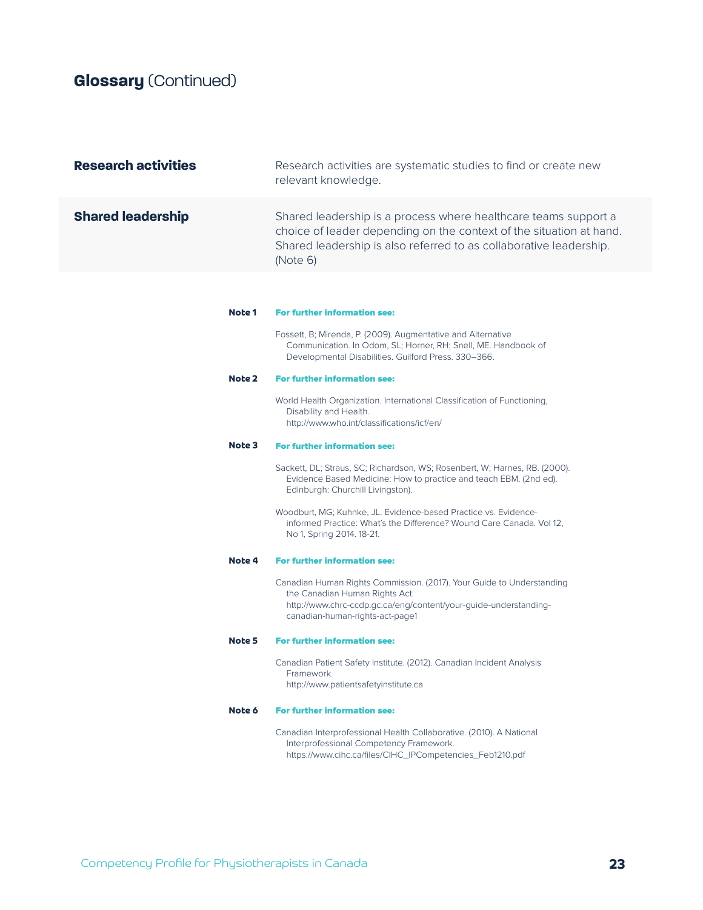## Glossary (Continued)

| | |
|---|---|
| **Research activities** | Research activities are systematic studies to find or create new relevant knowledge. |
| **Shared leadership** | Shared leadership is a process where healthcare teams support a choice of leader depending on the context of the situation at hand. Shared leadership is also referred to as collaborative leadership. (Note 6) |

**Note 1** **For further information see:**

Fossett, B; Mirenda, P. (2009). Augmentative and Alternative Communication. In Odom, SL; Horner, RH; Snell, ME. Handbook of Developmental Disabilities. Guilford Press. 330–366.

**Note 2** **For further information see:**

World Health Organization. International Classification of Functioning, Disability and Health. http://www.who.int/classifications/icf/en/

**Note 3** **For further information see:**

Sackett, DL; Straus, SC; Richardson, WS; Rosenbert, W; Harnes, RB. (2000). Evidence Based Medicine: How to practice and teach EBM. (2nd ed). Edinburgh: Churchill Livingston).

Woodburt, MG; Kuhnke, JL. Evidence-based Practice vs. Evidence-informed Practice: What's the Difference? Wound Care Canada. Vol 12, No 1, Spring 2014. 18-21.

**Note 4** **For further information see:**

Canadian Human Rights Commission. (2017). Your Guide to Understanding the Canadian Human Rights Act. http://www.chrc-ccdp.gc.ca/eng/content/your-guide-understanding-canadian-human-rights-act-page1

**Note 5** **For further information see:**

Canadian Patient Safety Institute. (2012). Canadian Incident Analysis Framework. http://www.patientsafetyinstitute.ca

**Note 6** **For further information see:**

Canadian Interprofessional Health Collaborative. (2010). A National Interprofessional Competency Framework. https://www.cihc.ca/files/CIHC_IPCompetencies_Feb1210.pdf